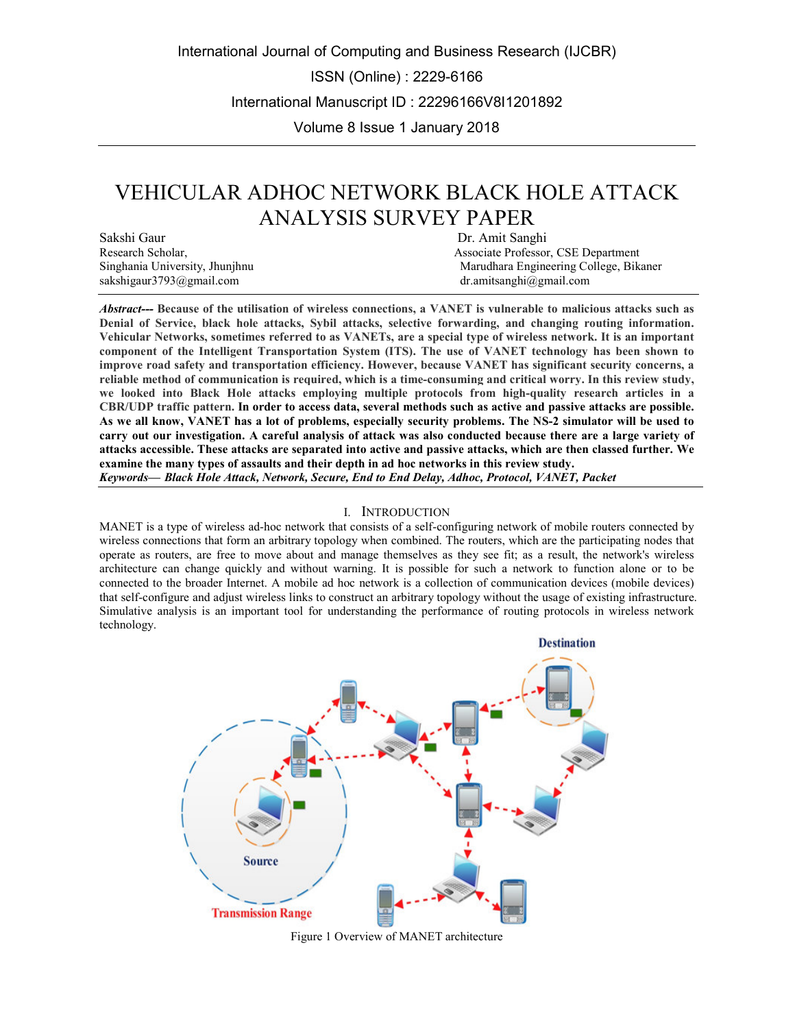International Journal of Computing and Business Research (IJCBR)

ISSN (Online) : 2229-6166

International Manuscript ID : 22296166V8I1201892

Volume 8 Issue 1 January 2018

# VEHICULAR ADHOC NETWORK BLACK HOLE ATTACK ANALYSIS SURVEY PAPER

Sakshi Gaur
Research Scholar,
Singhania University, Jhunjhnu
sakshigaur3793@gmail.com

Dr. Amit Sanghi
Associate Professor, CSE Department
Marudhara Engineering College, Bikaner
dr.amitsanghi@gmail.com

***Abstract---*** **Because of the utilisation of wireless connections, a VANET is vulnerable to malicious attacks such as Denial of Service, black hole attacks, Sybil attacks, selective forwarding, and changing routing information. Vehicular Networks, sometimes referred to as VANETs, are a special type of wireless network. It is an important component of the Intelligent Transportation System (ITS). The use of VANET technology has been shown to improve road safety and transportation efficiency. However, because VANET has significant security concerns, a reliable method of communication is required, which is a time-consuming and critical worry. In this review study, we looked into Black Hole attacks employing multiple protocols from high-quality research articles in a CBR/UDP traffic pattern. In order to access data, several methods such as active and passive attacks are possible. As we all know, VANET has a lot of problems, especially security problems. The NS-2 simulator will be used to carry out our investigation. A careful analysis of attack was also conducted because there are a large variety of attacks accessible. These attacks are separated into active and passive attacks, which are then classed further. We examine the many types of assaults and their depth in ad hoc networks in this review study.**

***Keywords— Black Hole Attack, Network, Secure, End to End Delay, Adhoc, Protocol, VANET, Packet***

## I. Introduction

MANET is a type of wireless ad-hoc network that consists of a self-configuring network of mobile routers connected by wireless connections that form an arbitrary topology when combined. The routers, which are the participating nodes that operate as routers, are free to move about and manage themselves as they see fit; as a result, the network's wireless architecture can change quickly and without warning. It is possible for such a network to function alone or to be connected to the broader Internet. A mobile ad hoc network is a collection of communication devices (mobile devices) that self-configure and adjust wireless links to construct an arbitrary topology without the usage of existing infrastructure. Simulative analysis is an important tool for understanding the performance of routing protocols in wireless network technology.

Figure 1 Overview of MANET architecture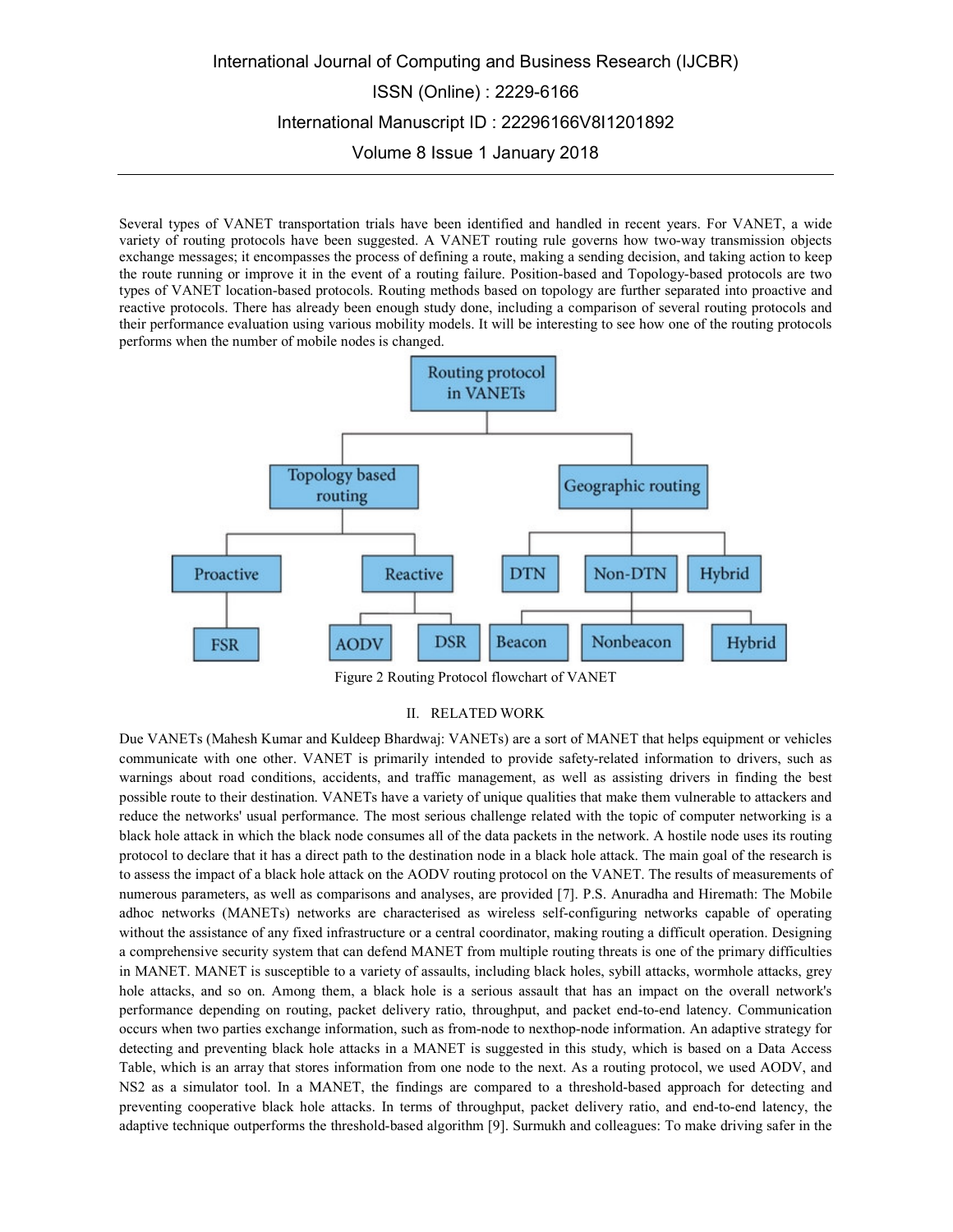Several types of VANET transportation trials have been identified and handled in recent years. For VANET, a wide variety of routing protocols have been suggested. A VANET routing rule governs how two-way transmission objects exchange messages; it encompasses the process of defining a route, making a sending decision, and taking action to keep the route running or improve it in the event of a routing failure. Position-based and Topology-based protocols are two types of VANET location-based protocols. Routing methods based on topology are further separated into proactive and reactive protocols. There has already been enough study done, including a comparison of several routing protocols and their performance evaluation using various mobility models. It will be interesting to see how one of the routing protocols performs when the number of mobile nodes is changed.

Figure 2 Routing Protocol flowchart of VANET

## II. RELATED WORK

Due VANETs (Mahesh Kumar and Kuldeep Bhardwaj: VANETs) are a sort of MANET that helps equipment or vehicles communicate with one other. VANET is primarily intended to provide safety-related information to drivers, such as warnings about road conditions, accidents, and traffic management, as well as assisting drivers in finding the best possible route to their destination. VANETs have a variety of unique qualities that make them vulnerable to attackers and reduce the networks' usual performance. The most serious challenge related with the topic of computer networking is a black hole attack in which the black node consumes all of the data packets in the network. A hostile node uses its routing protocol to declare that it has a direct path to the destination node in a black hole attack. The main goal of the research is to assess the impact of a black hole attack on the AODV routing protocol on the VANET. The results of measurements of numerous parameters, as well as comparisons and analyses, are provided [7]. P.S. Anuradha and Hiremath: The Mobile adhoc networks (MANETs) networks are characterised as wireless self-configuring networks capable of operating without the assistance of any fixed infrastructure or a central coordinator, making routing a difficult operation. Designing a comprehensive security system that can defend MANET from multiple routing threats is one of the primary difficulties in MANET. MANET is susceptible to a variety of assaults, including black holes, sybill attacks, wormhole attacks, grey hole attacks, and so on. Among them, a black hole is a serious assault that has an impact on the overall network's performance depending on routing, packet delivery ratio, throughput, and packet end-to-end latency. Communication occurs when two parties exchange information, such as from-node to nexthop-node information. An adaptive strategy for detecting and preventing black hole attacks in a MANET is suggested in this study, which is based on a Data Access Table, which is an array that stores information from one node to the next. As a routing protocol, we used AODV, and NS2 as a simulator tool. In a MANET, the findings are compared to a threshold-based approach for detecting and preventing cooperative black hole attacks. In terms of throughput, packet delivery ratio, and end-to-end latency, the adaptive technique outperforms the threshold-based algorithm [9]. Surmukh and colleagues: To make driving safer in the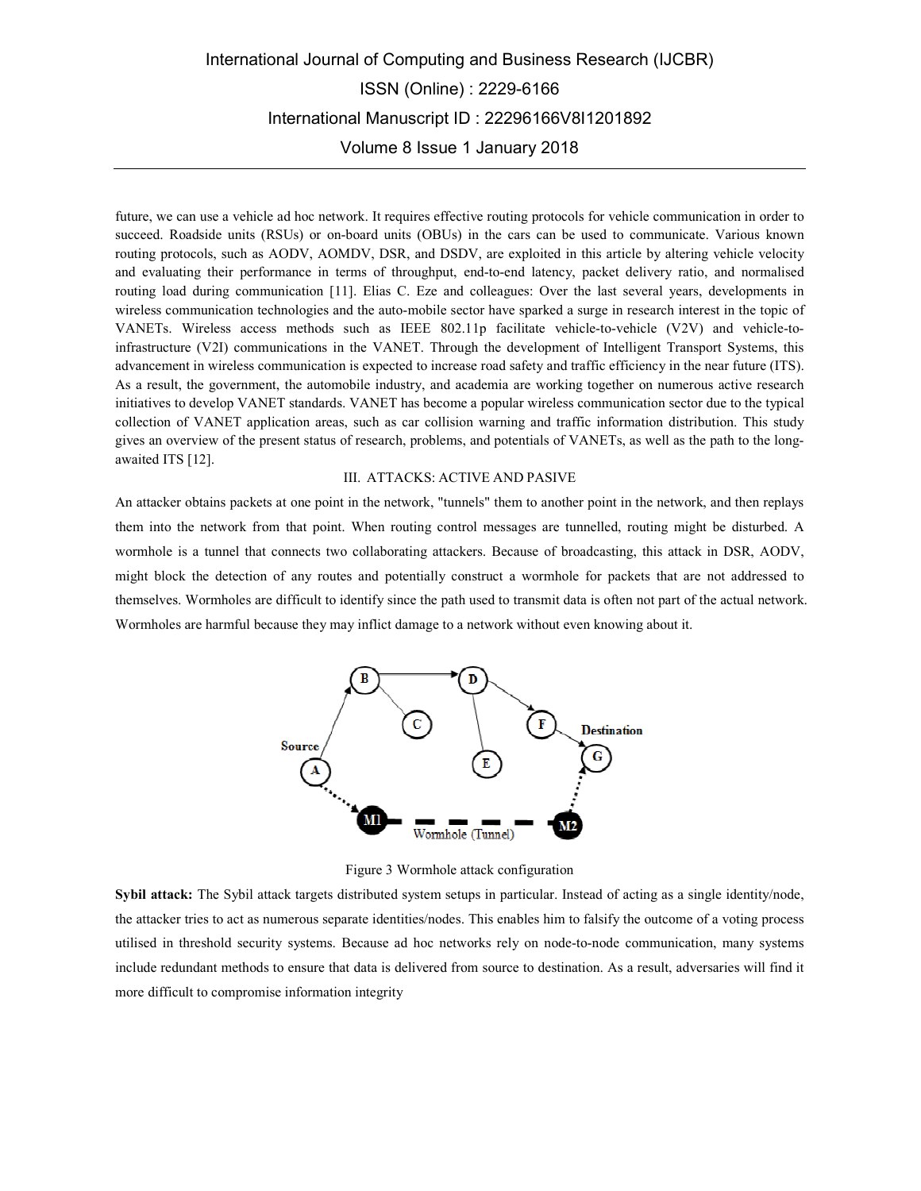future, we can use a vehicle ad hoc network. It requires effective routing protocols for vehicle communication in order to succeed. Roadside units (RSUs) or on-board units (OBUs) in the cars can be used to communicate. Various known routing protocols, such as AODV, AOMDV, DSR, and DSDV, are exploited in this article by altering vehicle velocity and evaluating their performance in terms of throughput, end-to-end latency, packet delivery ratio, and normalised routing load during communication [11]. Elias C. Eze and colleagues: Over the last several years, developments in wireless communication technologies and the auto-mobile sector have sparked a surge in research interest in the topic of VANETs. Wireless access methods such as IEEE 802.11p facilitate vehicle-to-vehicle (V2V) and vehicle-to-infrastructure (V2I) communications in the VANET. Through the development of Intelligent Transport Systems, this advancement in wireless communication is expected to increase road safety and traffic efficiency in the near future (ITS). As a result, the government, the automobile industry, and academia are working together on numerous active research initiatives to develop VANET standards. VANET has become a popular wireless communication sector due to the typical collection of VANET application areas, such as car collision warning and traffic information distribution. This study gives an overview of the present status of research, problems, and potentials of VANETs, as well as the path to the long-awaited ITS [12].

## III. ATTACKS: ACTIVE AND PASIVE

An attacker obtains packets at one point in the network, "tunnels" them to another point in the network, and then replays them into the network from that point. When routing control messages are tunnelled, routing might be disturbed. A wormhole is a tunnel that connects two collaborating attackers. Because of broadcasting, this attack in DSR, AODV, might block the detection of any routes and potentially construct a wormhole for packets that are not addressed to themselves. Wormholes are difficult to identify since the path used to transmit data is often not part of the actual network. Wormholes are harmful because they may inflict damage to a network without even knowing about it.

Figure 3 Wormhole attack configuration

**Sybil attack:** The Sybil attack targets distributed system setups in particular. Instead of acting as a single identity/node, the attacker tries to act as numerous separate identities/nodes. This enables him to falsify the outcome of a voting process utilised in threshold security systems. Because ad hoc networks rely on node-to-node communication, many systems include redundant methods to ensure that data is delivered from source to destination. As a result, adversaries will find it more difficult to compromise information integrity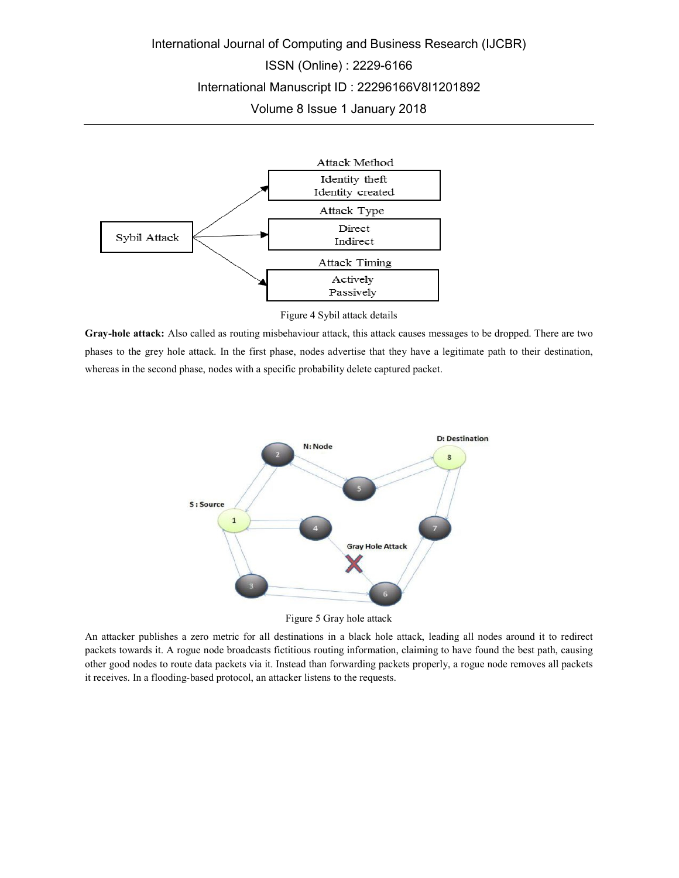Figure 4 Sybil attack details

**Gray-hole attack:** Also called as routing misbehaviour attack, this attack causes messages to be dropped. There are two phases to the grey hole attack. In the first phase, nodes advertise that they have a legitimate path to their destination, whereas in the second phase, nodes with a specific probability delete captured packet.

Figure 5 Gray hole attack

An attacker publishes a zero metric for all destinations in a black hole attack, leading all nodes around it to redirect packets towards it. A rogue node broadcasts fictitious routing information, claiming to have found the best path, causing other good nodes to route data packets via it. Instead than forwarding packets properly, a rogue node removes all packets it receives. In a flooding-based protocol, an attacker listens to the requests.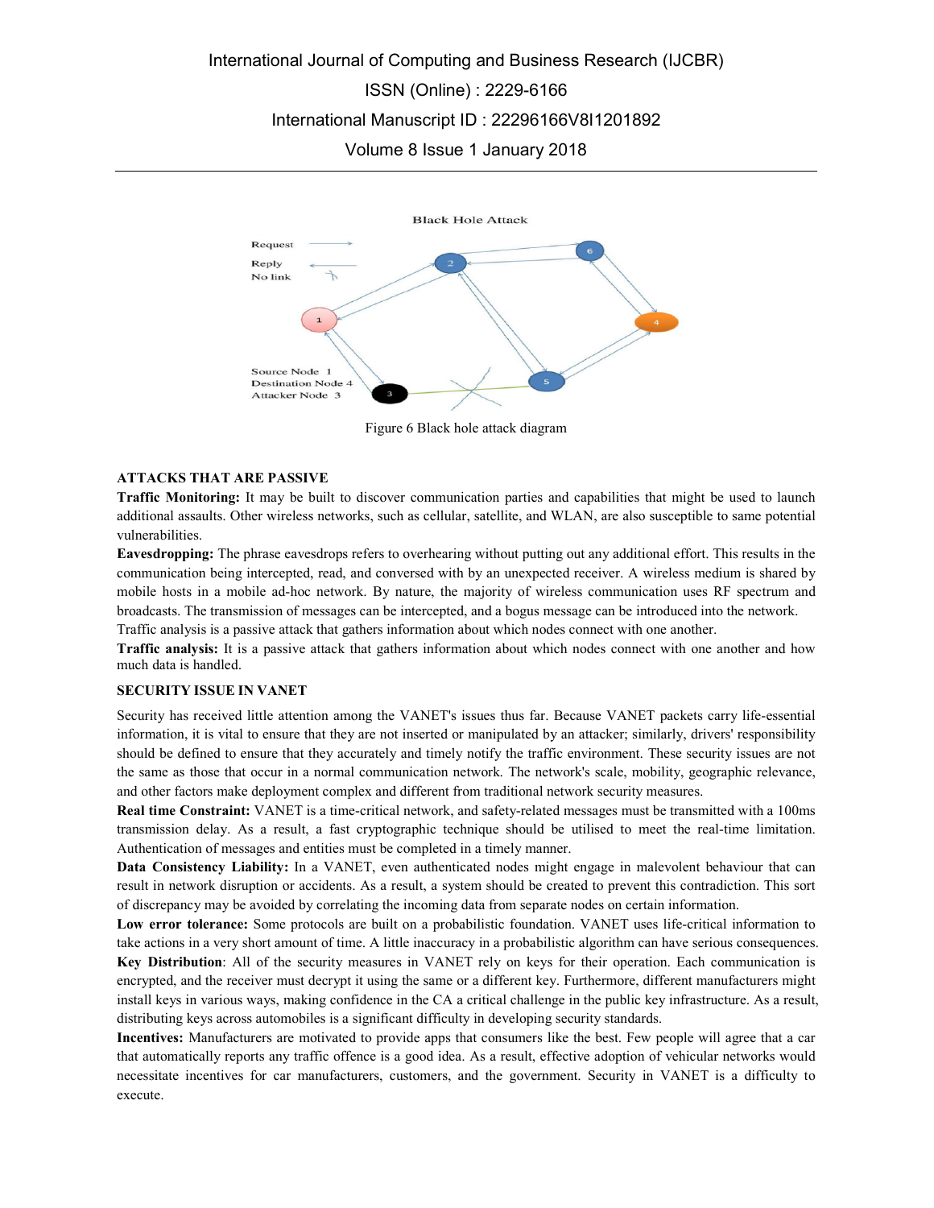Figure 6 Black hole attack diagram

**ATTACKS THAT ARE PASSIVE**

**Traffic Monitoring:** It may be built to discover communication parties and capabilities that might be used to launch additional assaults. Other wireless networks, such as cellular, satellite, and WLAN, are also susceptible to same potential vulnerabilities.

**Eavesdropping:** The phrase eavesdrops refers to overhearing without putting out any additional effort. This results in the communication being intercepted, read, and conversed with by an unexpected receiver. A wireless medium is shared by mobile hosts in a mobile ad-hoc network. By nature, the majority of wireless communication uses RF spectrum and broadcasts. The transmission of messages can be intercepted, and a bogus message can be introduced into the network. Traffic analysis is a passive attack that gathers information about which nodes connect with one another.

**Traffic analysis:** It is a passive attack that gathers information about which nodes connect with one another and how much data is handled.

**SECURITY ISSUE IN VANET**

Security has received little attention among the VANET's issues thus far. Because VANET packets carry life-essential information, it is vital to ensure that they are not inserted or manipulated by an attacker; similarly, drivers' responsibility should be defined to ensure that they accurately and timely notify the traffic environment. These security issues are not the same as those that occur in a normal communication network. The network's scale, mobility, geographic relevance, and other factors make deployment complex and different from traditional network security measures.

**Real time Constraint:** VANET is a time-critical network, and safety-related messages must be transmitted with a 100ms transmission delay. As a result, a fast cryptographic technique should be utilised to meet the real-time limitation. Authentication of messages and entities must be completed in a timely manner.

**Data Consistency Liability:** In a VANET, even authenticated nodes might engage in malevolent behaviour that can result in network disruption or accidents. As a result, a system should be created to prevent this contradiction. This sort of discrepancy may be avoided by correlating the incoming data from separate nodes on certain information.

**Low error tolerance:** Some protocols are built on a probabilistic foundation. VANET uses life-critical information to take actions in a very short amount of time. A little inaccuracy in a probabilistic algorithm can have serious consequences.

**Key Distribution**: All of the security measures in VANET rely on keys for their operation. Each communication is encrypted, and the receiver must decrypt it using the same or a different key. Furthermore, different manufacturers might install keys in various ways, making confidence in the CA a critical challenge in the public key infrastructure. As a result, distributing keys across automobiles is a significant difficulty in developing security standards.

**Incentives:** Manufacturers are motivated to provide apps that consumers like the best. Few people will agree that a car that automatically reports any traffic offence is a good idea. As a result, effective adoption of vehicular networks would necessitate incentives for car manufacturers, customers, and the government. Security in VANET is a difficulty to execute.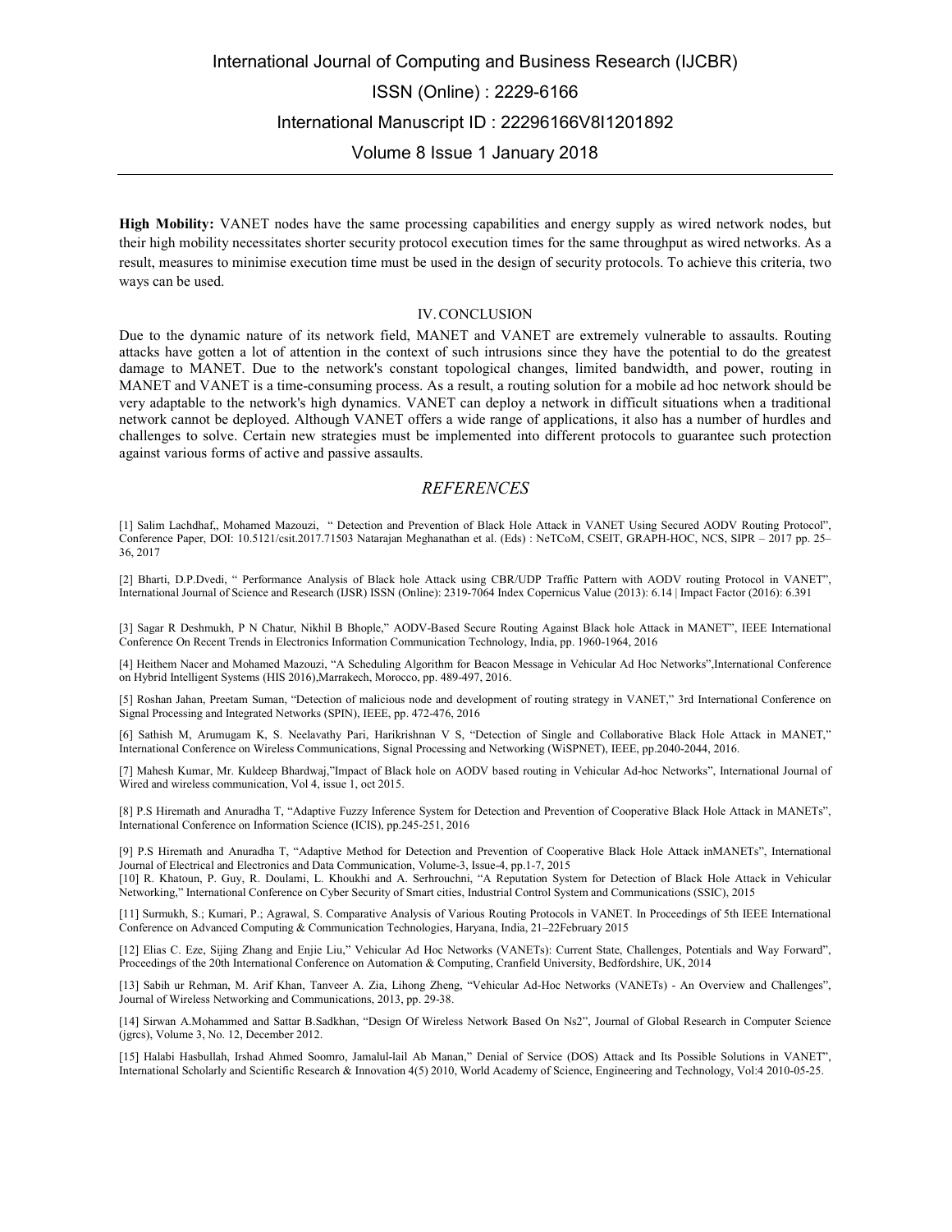**High Mobility:** VANET nodes have the same processing capabilities and energy supply as wired network nodes, but their high mobility necessitates shorter security protocol execution times for the same throughput as wired networks. As a result, measures to minimise execution time must be used in the design of security protocols. To achieve this criteria, two ways can be used.

## IV. CONCLUSION

Due to the dynamic nature of its network field, MANET and VANET are extremely vulnerable to assaults. Routing attacks have gotten a lot of attention in the context of such intrusions since they have the potential to do the greatest damage to MANET. Due to the network's constant topological changes, limited bandwidth, and power, routing in MANET and VANET is a time-consuming process. As a result, a routing solution for a mobile ad hoc network should be very adaptable to the network's high dynamics. VANET can deploy a network in difficult situations when a traditional network cannot be deployed. Although VANET offers a wide range of applications, it also has a number of hurdles and challenges to solve. Certain new strategies must be implemented into different protocols to guarantee such protection against various forms of active and passive assaults.

## *REFERENCES*

[1] Salim Lachdhaf,, Mohamed Mazouzi, " Detection and Prevention of Black Hole Attack in VANET Using Secured AODV Routing Protocol", Conference Paper, DOI: 10.5121/csit.2017.71503 Natarajan Meghanathan et al. (Eds) : NeTCoM, CSEIT, GRAPH-HOC, NCS, SIPR – 2017 pp. 25–36, 2017

[2] Bharti, D.P.Dvedi, " Performance Analysis of Black hole Attack using CBR/UDP Traffic Pattern with AODV routing Protocol in VANET", International Journal of Science and Research (IJSR) ISSN (Online): 2319-7064 Index Copernicus Value (2013): 6.14 | Impact Factor (2016): 6.391

[3] Sagar R Deshmukh, P N Chatur, Nikhil B Bhople," AODV-Based Secure Routing Against Black hole Attack in MANET", IEEE International Conference On Recent Trends in Electronics Information Communication Technology, India, pp. 1960-1964, 2016

[4] Heithem Nacer and Mohamed Mazouzi, "A Scheduling Algorithm for Beacon Message in Vehicular Ad Hoc Networks",International Conference on Hybrid Intelligent Systems (HIS 2016),Marrakech, Morocco, pp. 489-497, 2016.

[5] Roshan Jahan, Preetam Suman, "Detection of malicious node and development of routing strategy in VANET," 3rd International Conference on Signal Processing and Integrated Networks (SPIN), IEEE, pp. 472-476, 2016

[6] Sathish M, Arumugam K, S. Neelavathy Pari, Harikrishnan V S, "Detection of Single and Collaborative Black Hole Attack in MANET," International Conference on Wireless Communications, Signal Processing and Networking (WiSPNET), IEEE, pp.2040-2044, 2016.

[7] Mahesh Kumar, Mr. Kuldeep Bhardwaj,"Impact of Black hole on AODV based routing in Vehicular Ad-hoc Networks", International Journal of Wired and wireless communication, Vol 4, issue 1, oct 2015.

[8] P.S Hiremath and Anuradha T, "Adaptive Fuzzy Inference System for Detection and Prevention of Cooperative Black Hole Attack in MANETs", International Conference on Information Science (ICIS), pp.245-251, 2016

[9] P.S Hiremath and Anuradha T, "Adaptive Method for Detection and Prevention of Cooperative Black Hole Attack inMANETs", International Journal of Electrical and Electronics and Data Communication, Volume-3, Issue-4, pp.1-7, 2015

[10] R. Khatoun, P. Guy, R. Doulami, L. Khoukhi and A. Serhrouchni, "A Reputation System for Detection of Black Hole Attack in Vehicular Networking," International Conference on Cyber Security of Smart cities, Industrial Control System and Communications (SSIC), 2015

[11] Surmukh, S.; Kumari, P.; Agrawal, S. Comparative Analysis of Various Routing Protocols in VANET. In Proceedings of 5th IEEE International Conference on Advanced Computing & Communication Technologies, Haryana, India, 21–22February 2015

[12] Elias C. Eze, Sijing Zhang and Enjie Liu," Vehicular Ad Hoc Networks (VANETs): Current State, Challenges, Potentials and Way Forward", Proceedings of the 20th International Conference on Automation & Computing, Cranfield University, Bedfordshire, UK, 2014

[13] Sabih ur Rehman, M. Arif Khan, Tanveer A. Zia, Lihong Zheng, "Vehicular Ad-Hoc Networks (VANETs) - An Overview and Challenges", Journal of Wireless Networking and Communications, 2013, pp. 29-38.

[14] Sirwan A.Mohammed and Sattar B.Sadkhan, "Design Of Wireless Network Based On Ns2", Journal of Global Research in Computer Science (jgrcs), Volume 3, No. 12, December 2012.

[15] Halabi Hasbullah, Irshad Ahmed Soomro, Jamalul-lail Ab Manan," Denial of Service (DOS) Attack and Its Possible Solutions in VANET", International Scholarly and Scientific Research & Innovation 4(5) 2010, World Academy of Science, Engineering and Technology, Vol:4 2010-05-25.